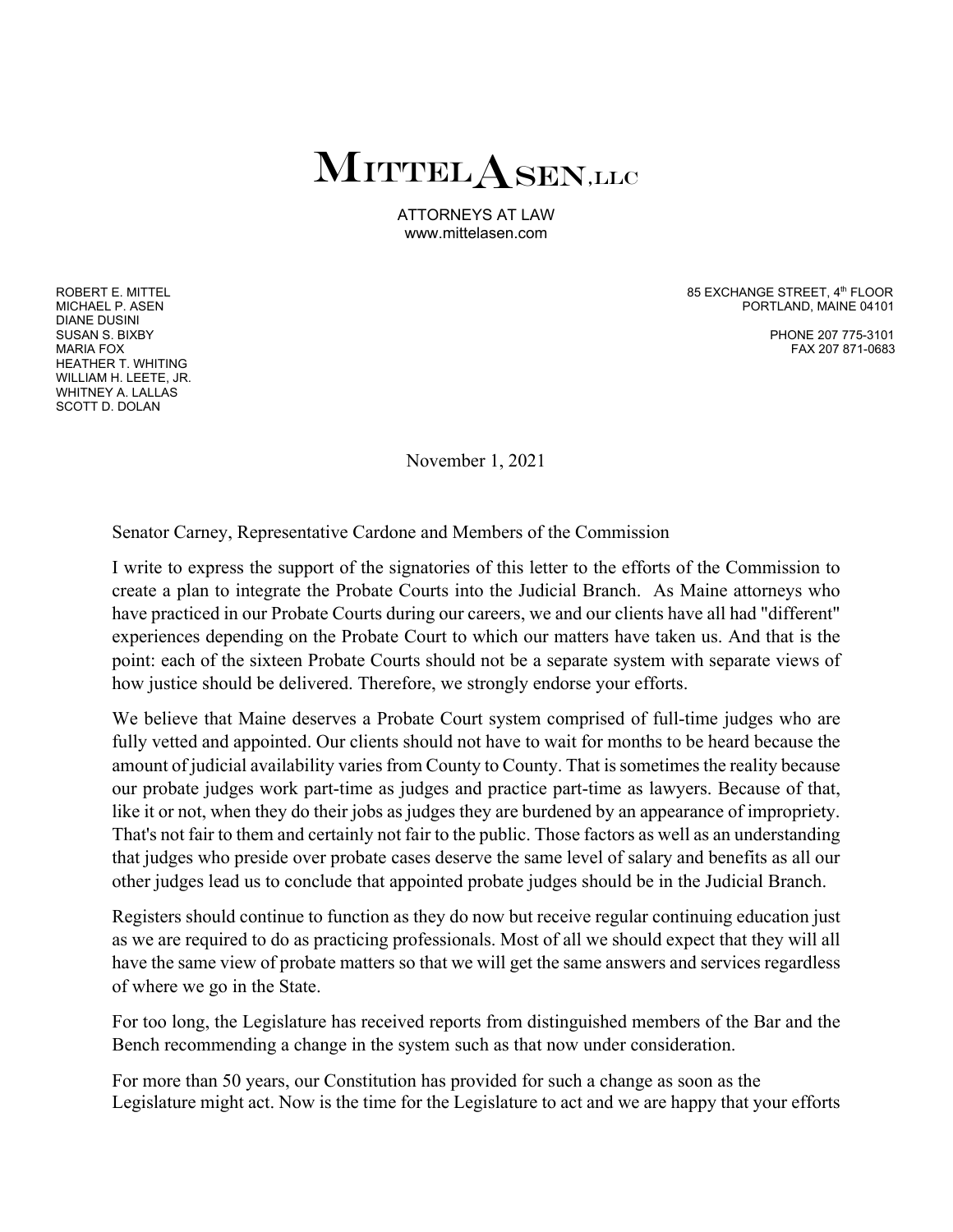# MITTEL ASEN, LLC

ATTORNEYS AT LAW
www.mittelasen.com

ROBERT E. MITTEL
MICHAEL P. ASEN
DIANE DUSINI
SUSAN S. BIXBY
MARIA FOX
HEATHER T. WHITING
WILLIAM H. LEETE, JR.
WHITNEY A. LALLAS
SCOTT D. DOLAN

85 EXCHANGE STREET, 4th FLOOR
PORTLAND, MAINE 04101

PHONE 207 775-3101
FAX 207 871-0683

November 1, 2021

Senator Carney, Representative Cardone and Members of the Commission

I write to express the support of the signatories of this letter to the efforts of the Commission to create a plan to integrate the Probate Courts into the Judicial Branch. As Maine attorneys who have practiced in our Probate Courts during our careers, we and our clients have all had "different" experiences depending on the Probate Court to which our matters have taken us. And that is the point: each of the sixteen Probate Courts should not be a separate system with separate views of how justice should be delivered. Therefore, we strongly endorse your efforts.

We believe that Maine deserves a Probate Court system comprised of full-time judges who are fully vetted and appointed. Our clients should not have to wait for months to be heard because the amount of judicial availability varies from County to County. That is sometimes the reality because our probate judges work part-time as judges and practice part-time as lawyers. Because of that, like it or not, when they do their jobs as judges they are burdened by an appearance of impropriety. That's not fair to them and certainly not fair to the public. Those factors as well as an understanding that judges who preside over probate cases deserve the same level of salary and benefits as all our other judges lead us to conclude that appointed probate judges should be in the Judicial Branch.

Registers should continue to function as they do now but receive regular continuing education just as we are required to do as practicing professionals. Most of all we should expect that they will all have the same view of probate matters so that we will get the same answers and services regardless of where we go in the State.

For too long, the Legislature has received reports from distinguished members of the Bar and the Bench recommending a change in the system such as that now under consideration.

For more than 50 years, our Constitution has provided for such a change as soon as the Legislature might act. Now is the time for the Legislature to act and we are happy that your efforts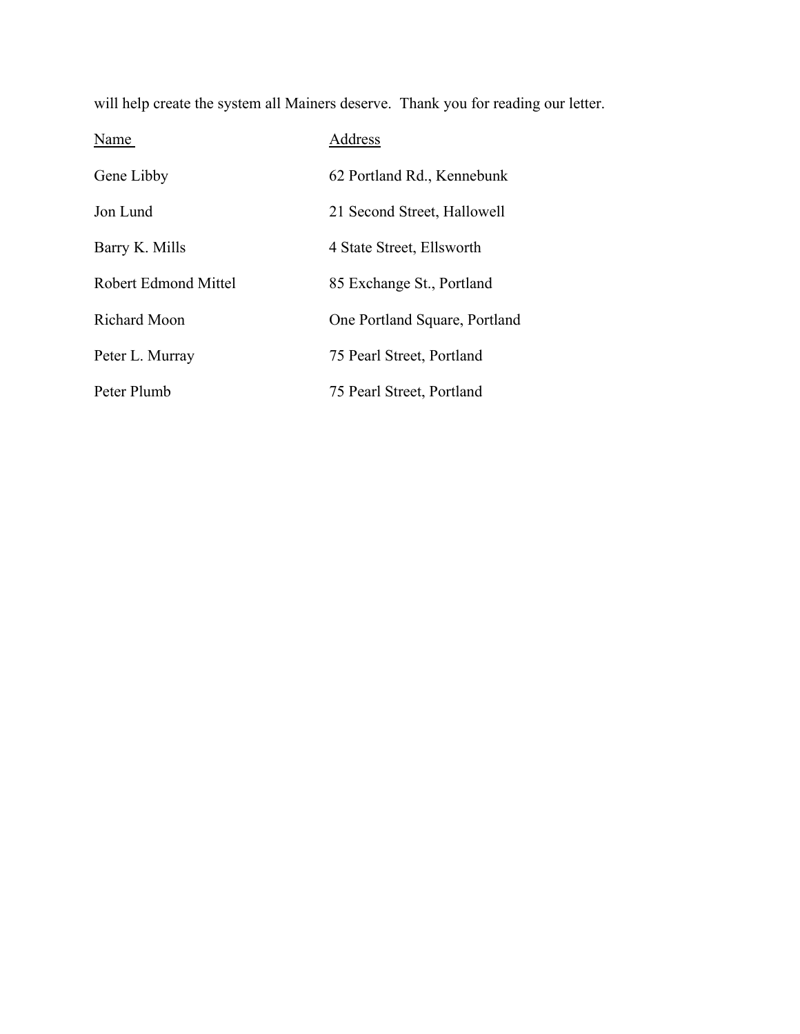will help create the system all Mainers deserve. Thank you for reading our letter.

| Name | Address |
| --- | --- |
| Gene Libby | 62 Portland Rd., Kennebunk |
| Jon Lund | 21 Second Street, Hallowell |
| Barry K. Mills | 4 State Street, Ellsworth |
| Robert Edmond Mittel | 85 Exchange St., Portland |
| Richard Moon | One Portland Square, Portland |
| Peter L. Murray | 75 Pearl Street, Portland |
| Peter Plumb | 75 Pearl Street, Portland |